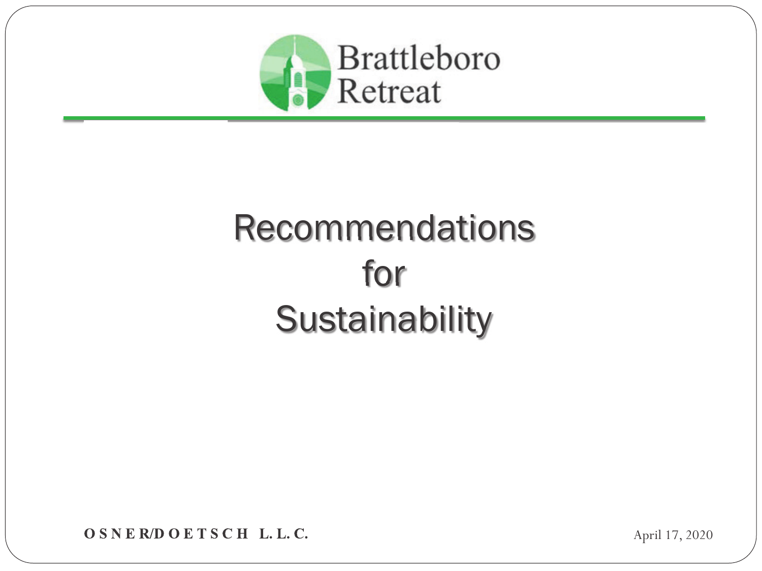Brattleboro Retreat

# Recommendations for Sustainability

**OSNER/DOETSCH L.L.C.**

April 17, 2020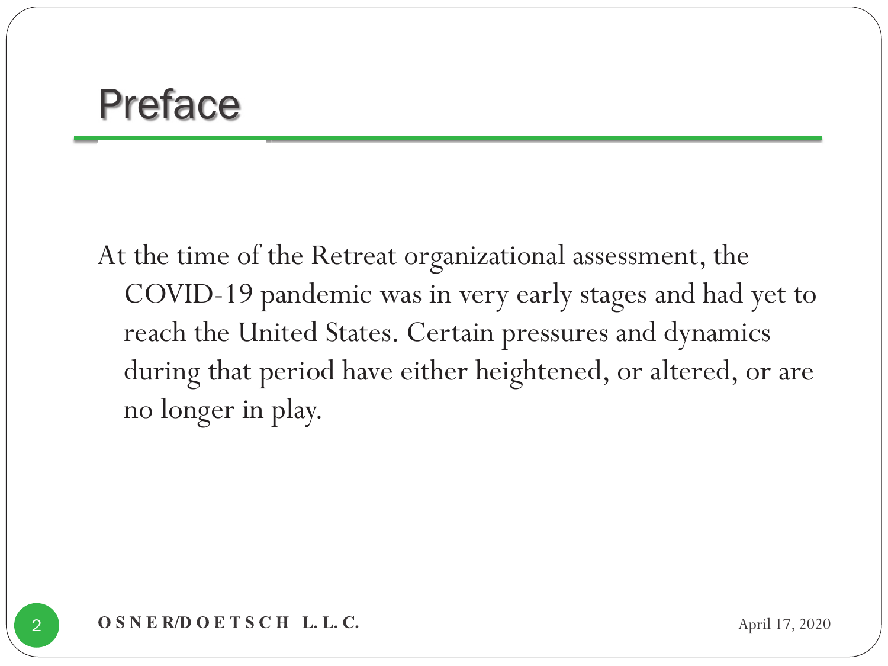# Preface

At the time of the Retreat organizational assessment, the COVID-19 pandemic was in very early stages and had yet to reach the United States. Certain pressures and dynamics during that period have either heightened, or altered, or are no longer in play.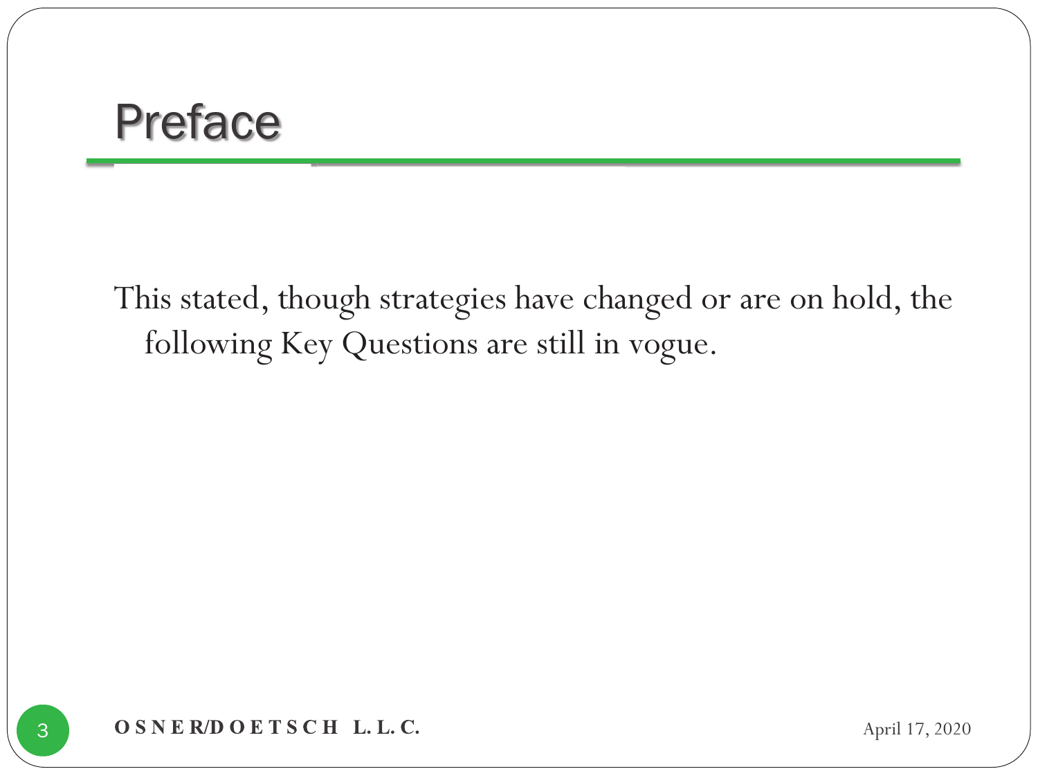## Preface

This stated, though strategies have changed or are on hold, the following Key Questions are still in vogue.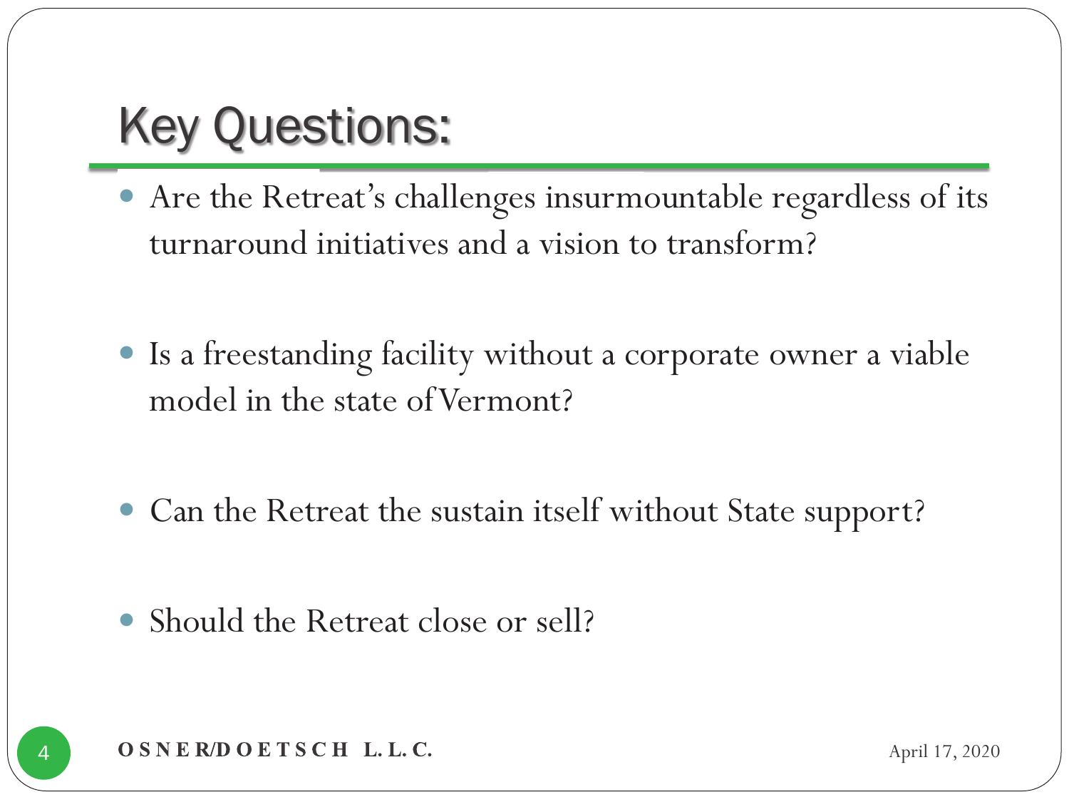# Key Questions:

- Are the Retreat's challenges insurmountable regardless of its turnaround initiatives and a vision to transform?
- Is a freestanding facility without a corporate owner a viable model in the state of Vermont?
- Can the Retreat the sustain itself without State support?
- Should the Retreat close or sell?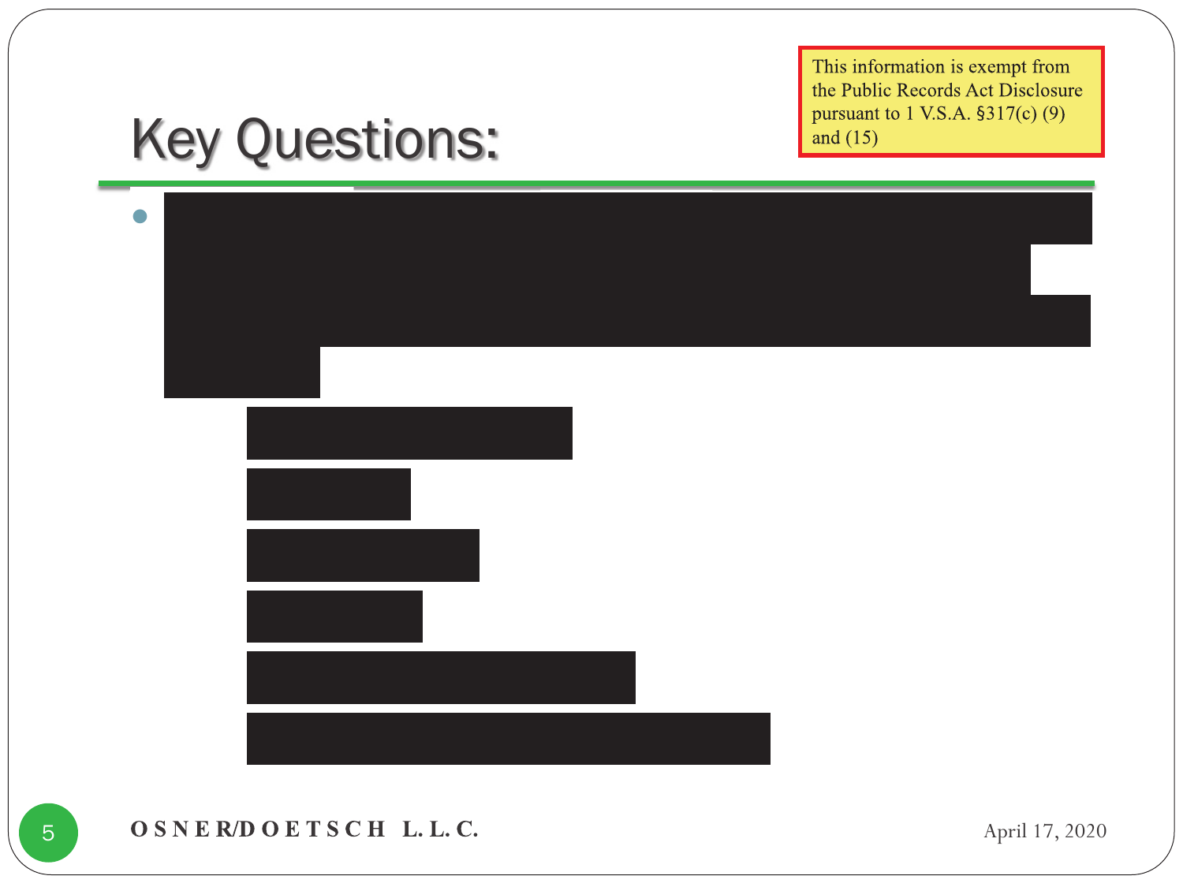This information is exempt from the Public Records Act Disclosure pursuant to 1 V.S.A. §317(c) (9) and (15)

# Key Questions:

- [REDACTED]
  - [REDACTED]
  - [REDACTED]
  - [REDACTED]
  - [REDACTED]
  - [REDACTED]
  - [REDACTED]

OSNER/DOETSCH L.L.C.

April 17, 2020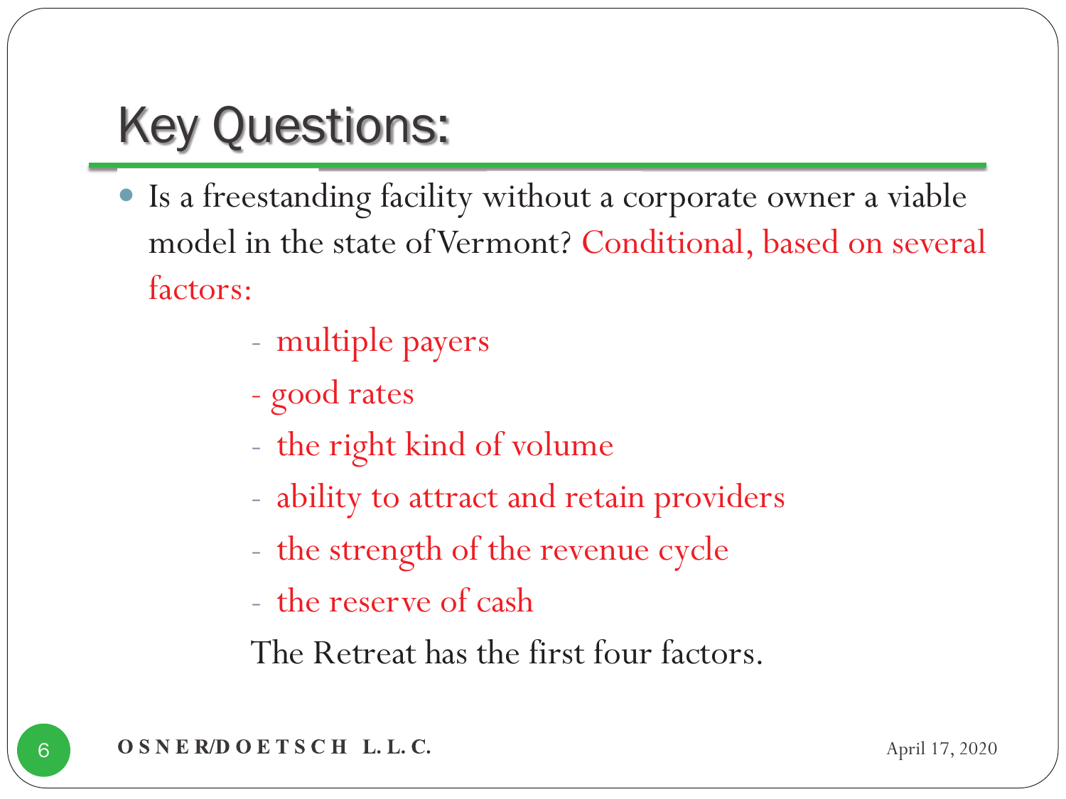# Key Questions:

- Is a freestanding facility without a corporate owner a viable model in the state of Vermont? Conditional, based on several factors:
  - multiple payers
  - good rates
  - the right kind of volume
  - ability to attract and retain providers
  - the strength of the revenue cycle
  - the reserve of cash

  The Retreat has the first four factors.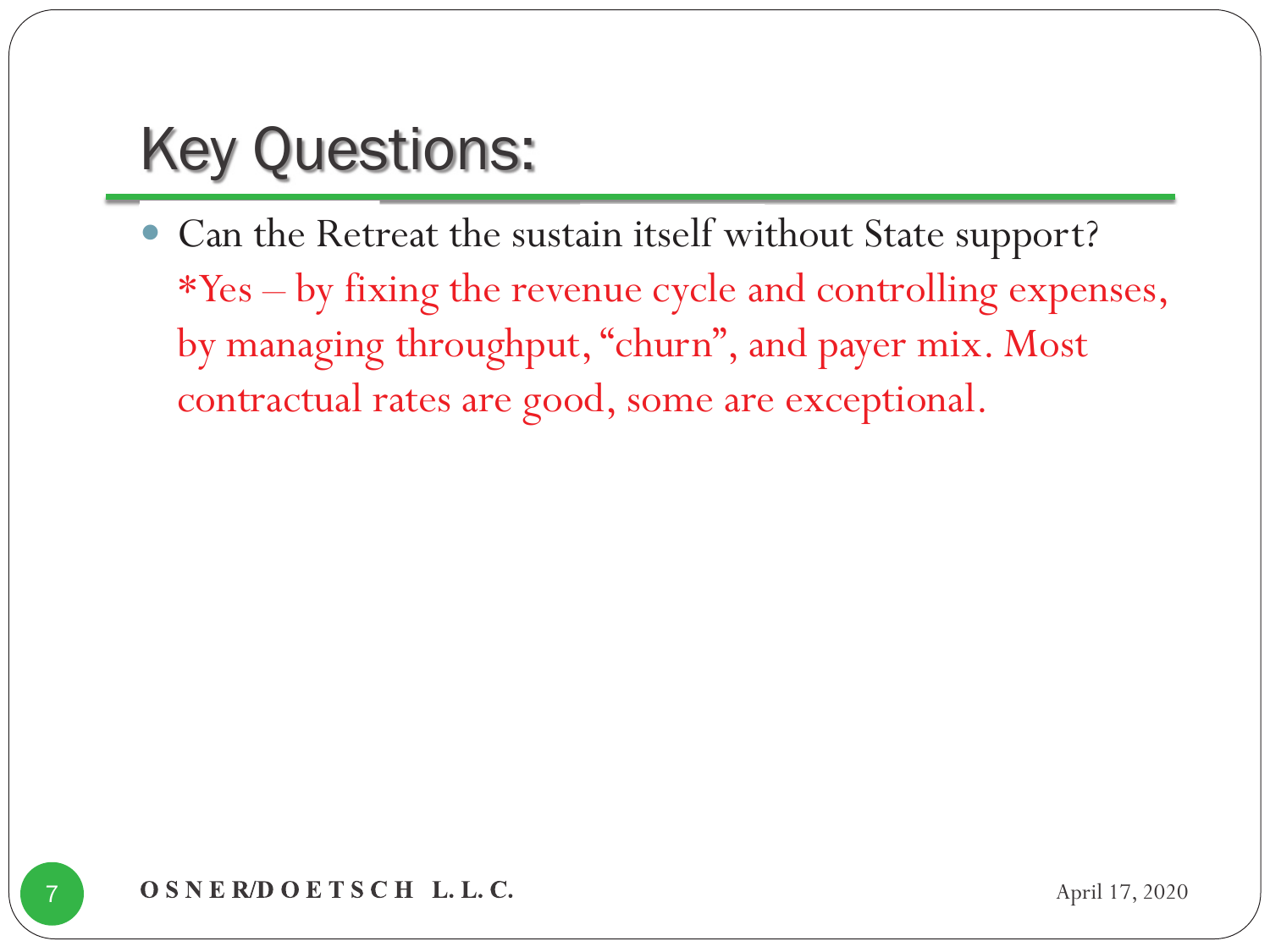# Key Questions:

- Can the Retreat the sustain itself without State support?
  *Yes – by fixing the revenue cycle and controlling expenses, by managing throughput, "churn", and payer mix. Most contractual rates are good, some are exceptional.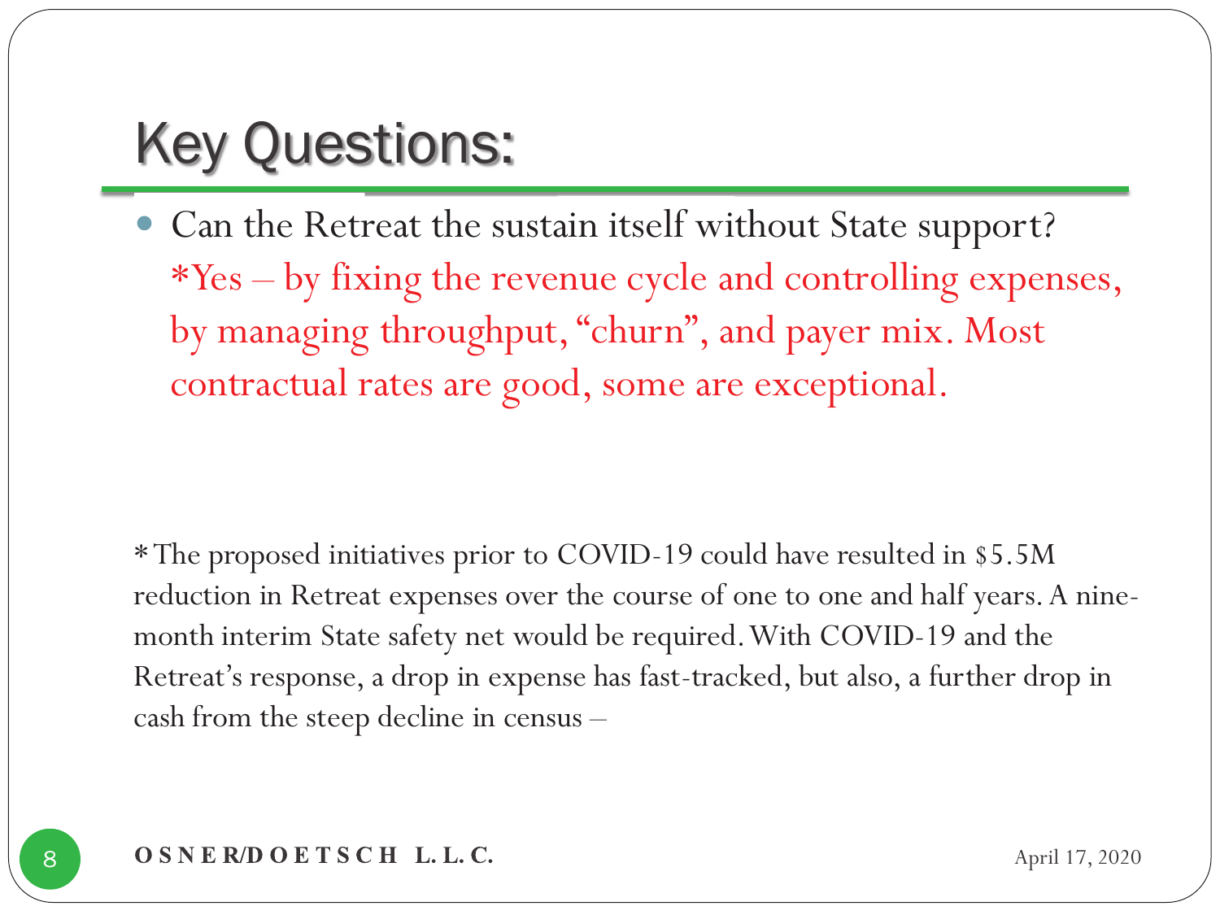# Key Questions:

- Can the Retreat the sustain itself without State support?
  *Yes – by fixing the revenue cycle and controlling expenses, by managing throughput, "churn", and payer mix. Most contractual rates are good, some are exceptional.

*The proposed initiatives prior to COVID-19 could have resulted in $5.5M reduction in Retreat expenses over the course of one to one and half years. A nine-month interim State safety net would be required. With COVID-19 and the Retreat's response, a drop in expense has fast-tracked, but also, a further drop in cash from the steep decline in census –

**OSNER/DOETSCH L.L.C.**

April 17, 2020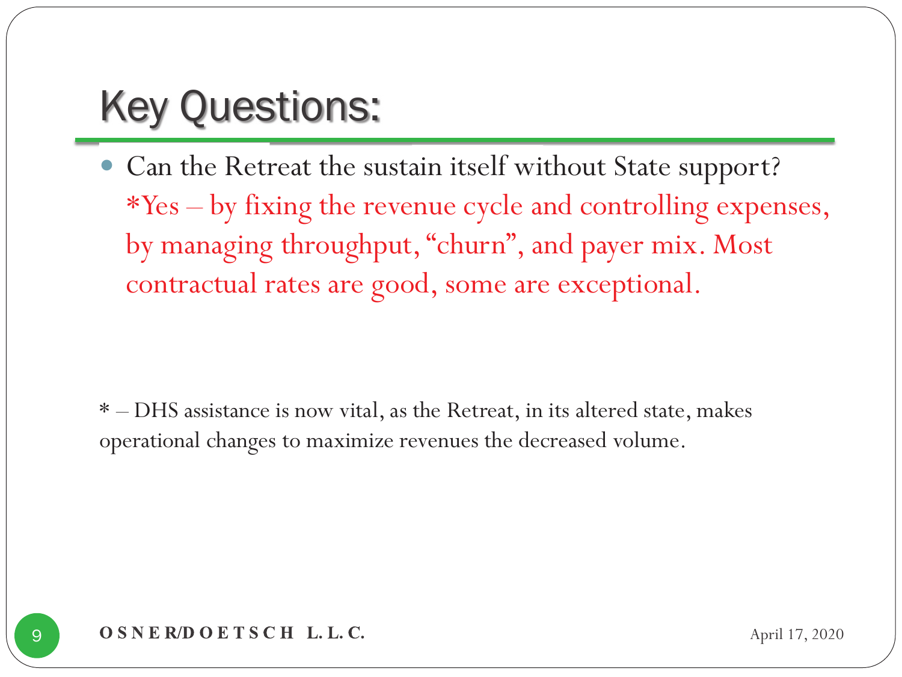# Key Questions:

- Can the Retreat the sustain itself without State support?
  *Yes – by fixing the revenue cycle and controlling expenses, by managing throughput, "churn", and payer mix. Most contractual rates are good, some are exceptional.

* – DHS assistance is now vital, as the Retreat, in its altered state, makes operational changes to maximize revenues the decreased volume.

**OSNER/DOETSCH L.L.C.**

April 17, 2020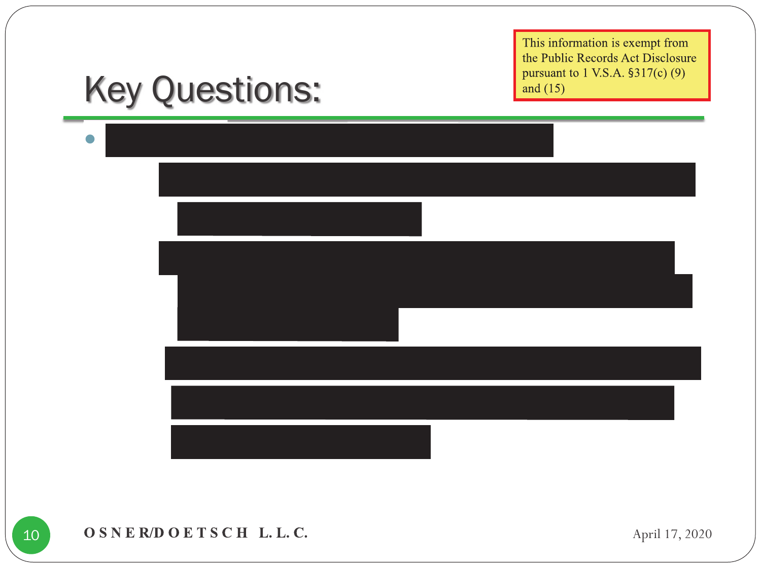This information is exempt from the Public Records Act Disclosure pursuant to 1 V.S.A. §317(c) (9) and (15)

# Key Questions:

- [redacted]

OSNER/DOETSCH L.L.C.

April 17, 2020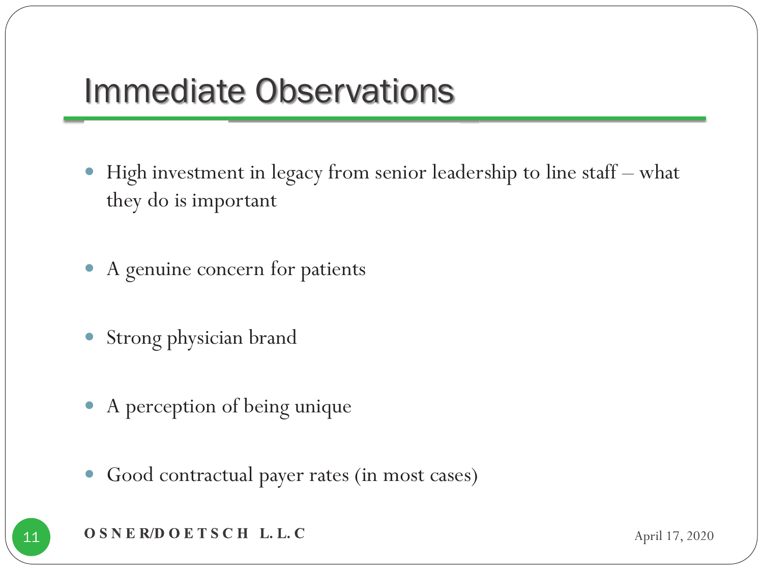# Immediate Observations

- High investment in legacy from senior leadership to line staff – what they do is important
- A genuine concern for patients
- Strong physician brand
- A perception of being unique
- Good contractual payer rates (in most cases)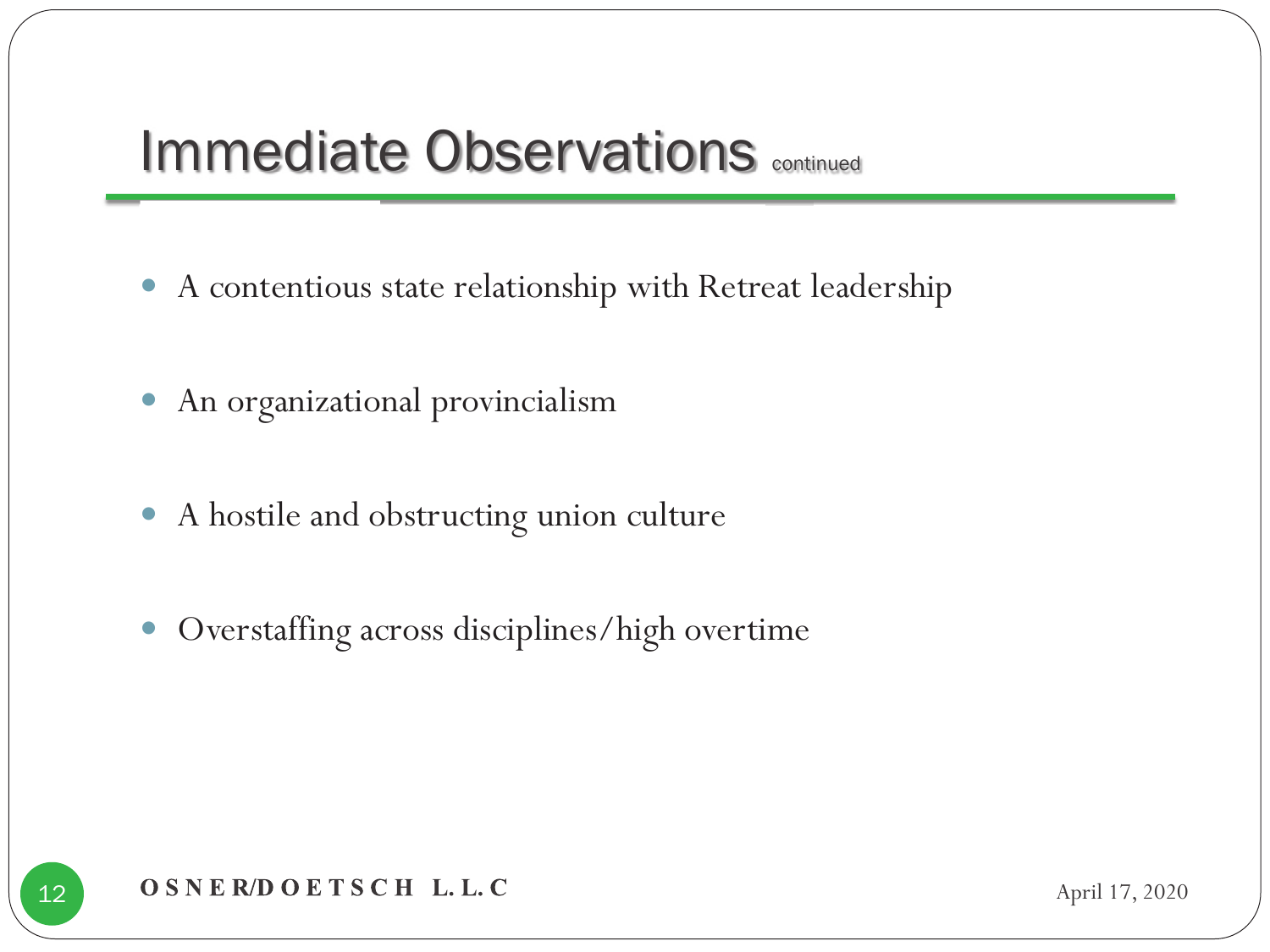# Immediate Observations continued

- A contentious state relationship with Retreat leadership
- An organizational provincialism
- A hostile and obstructing union culture
- Overstaffing across disciplines/high overtime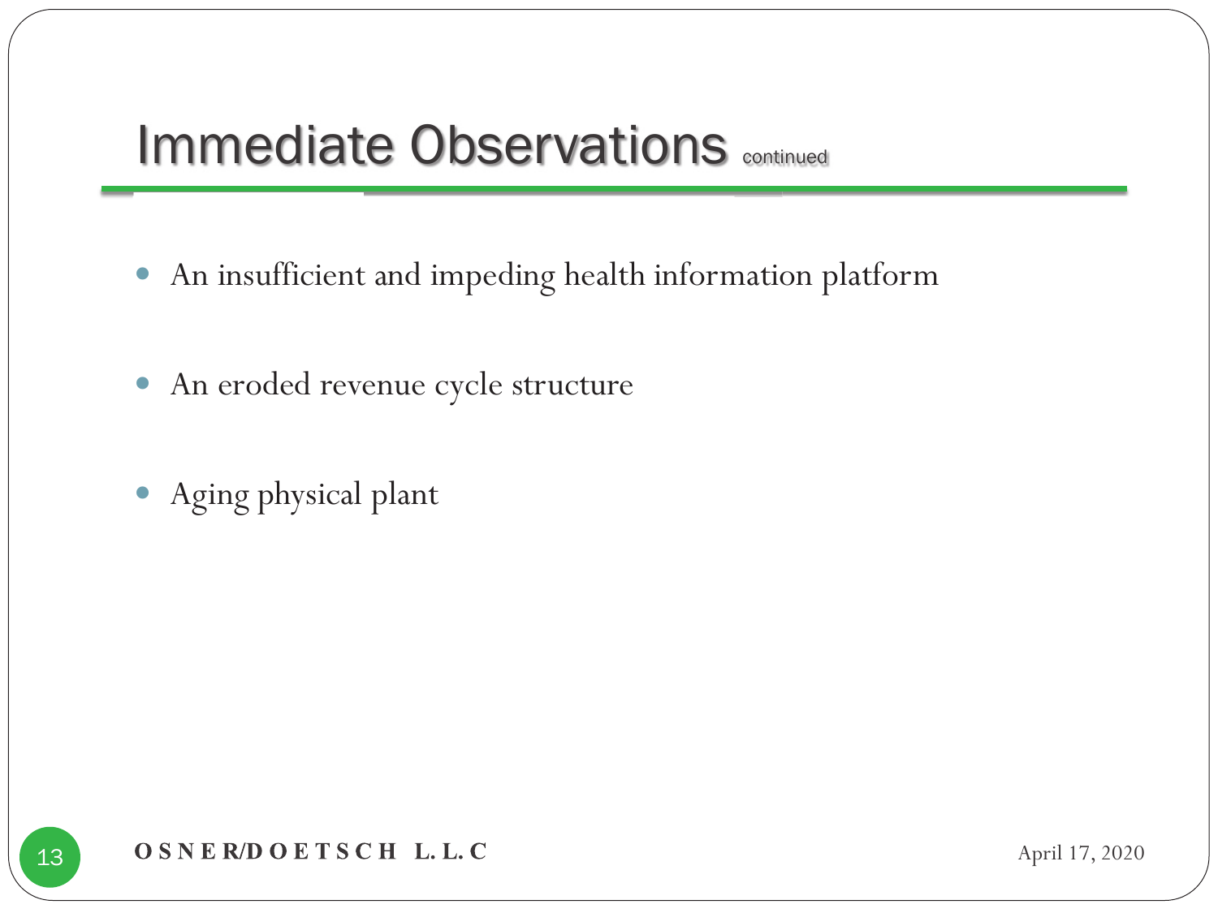# Immediate Observations continued

- An insufficient and impeding health information platform
- An eroded revenue cycle structure
- Aging physical plant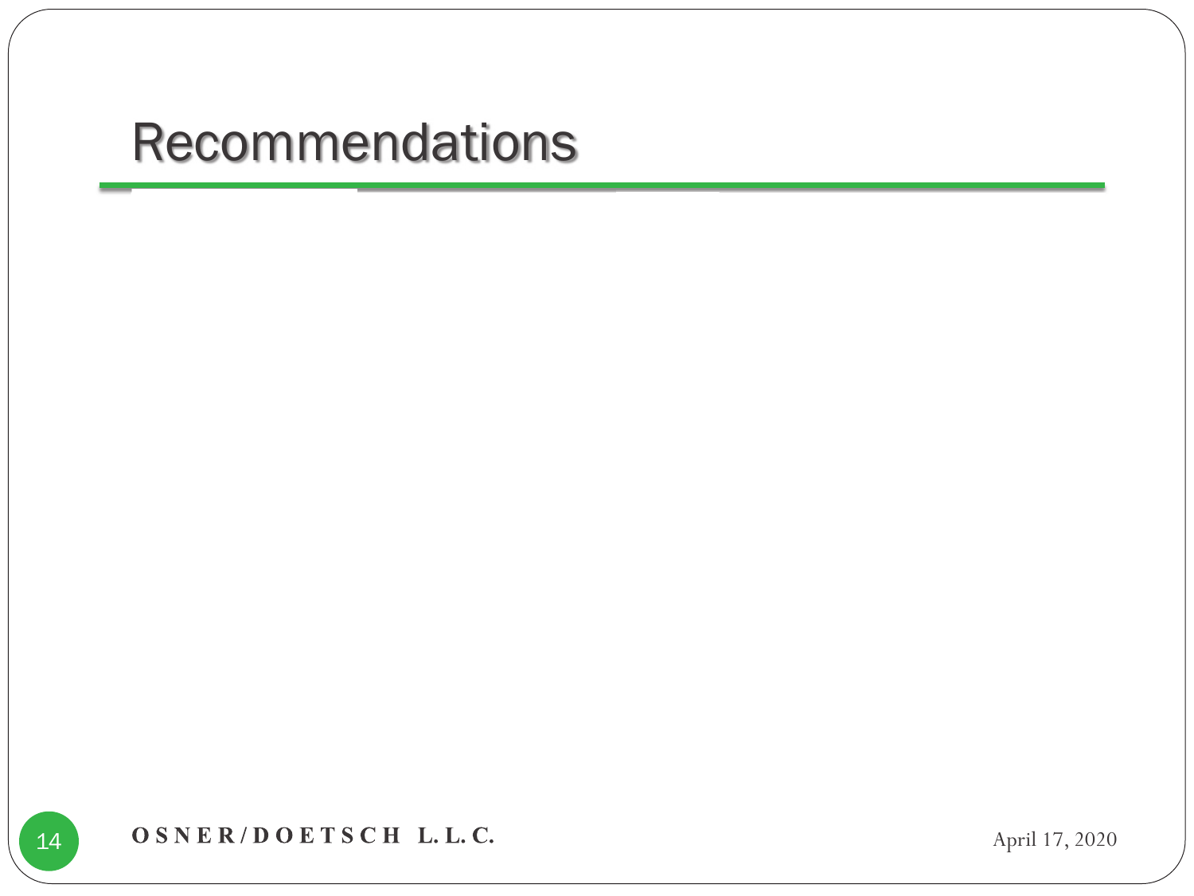# Recommendations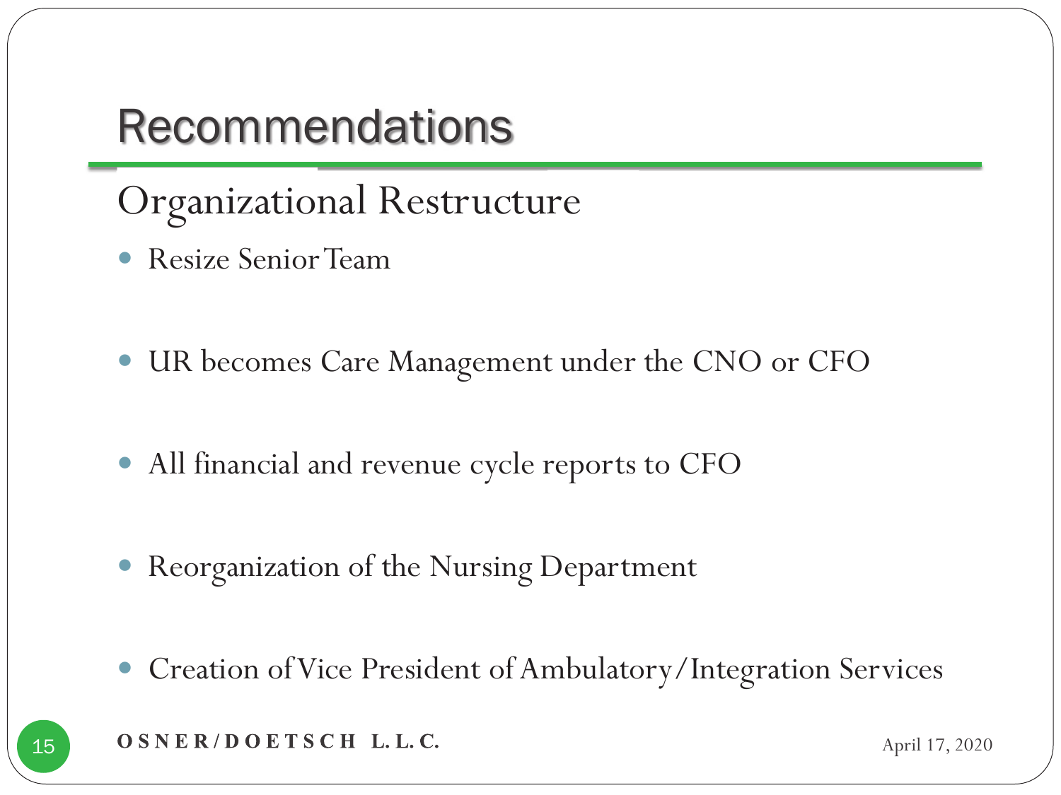# Recommendations

## Organizational Restructure

- Resize Senior Team
- UR becomes Care Management under the CNO or CFO
- All financial and revenue cycle reports to CFO
- Reorganization of the Nursing Department
- Creation of Vice President of Ambulatory/Integration Services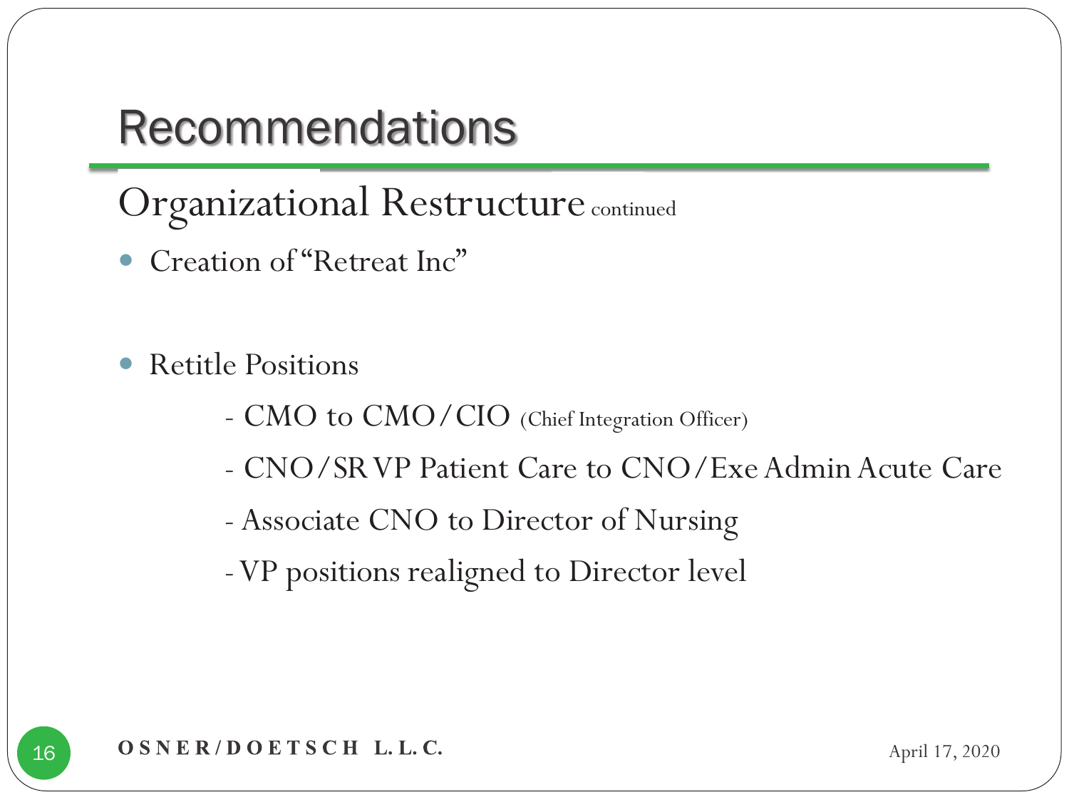# Recommendations

## Organizational Restructure continued

- Creation of "Retreat Inc"

- Retitle Positions
  - CMO to CMO/CIO (Chief Integration Officer)
  - CNO/SR VP Patient Care to CNO/Exe Admin Acute Care
  - Associate CNO to Director of Nursing
  - VP positions realigned to Director level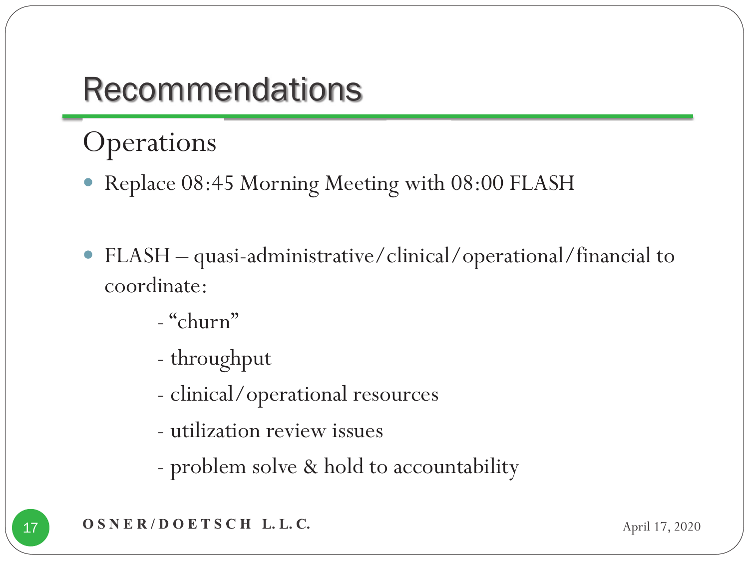# Recommendations

## Operations

- Replace 08:45 Morning Meeting with 08:00 FLASH

- FLASH – quasi-administrative/clinical/operational/financial to coordinate:
  - "churn"
  - throughput
  - clinical/operational resources
  - utilization review issues
  - problem solve & hold to accountability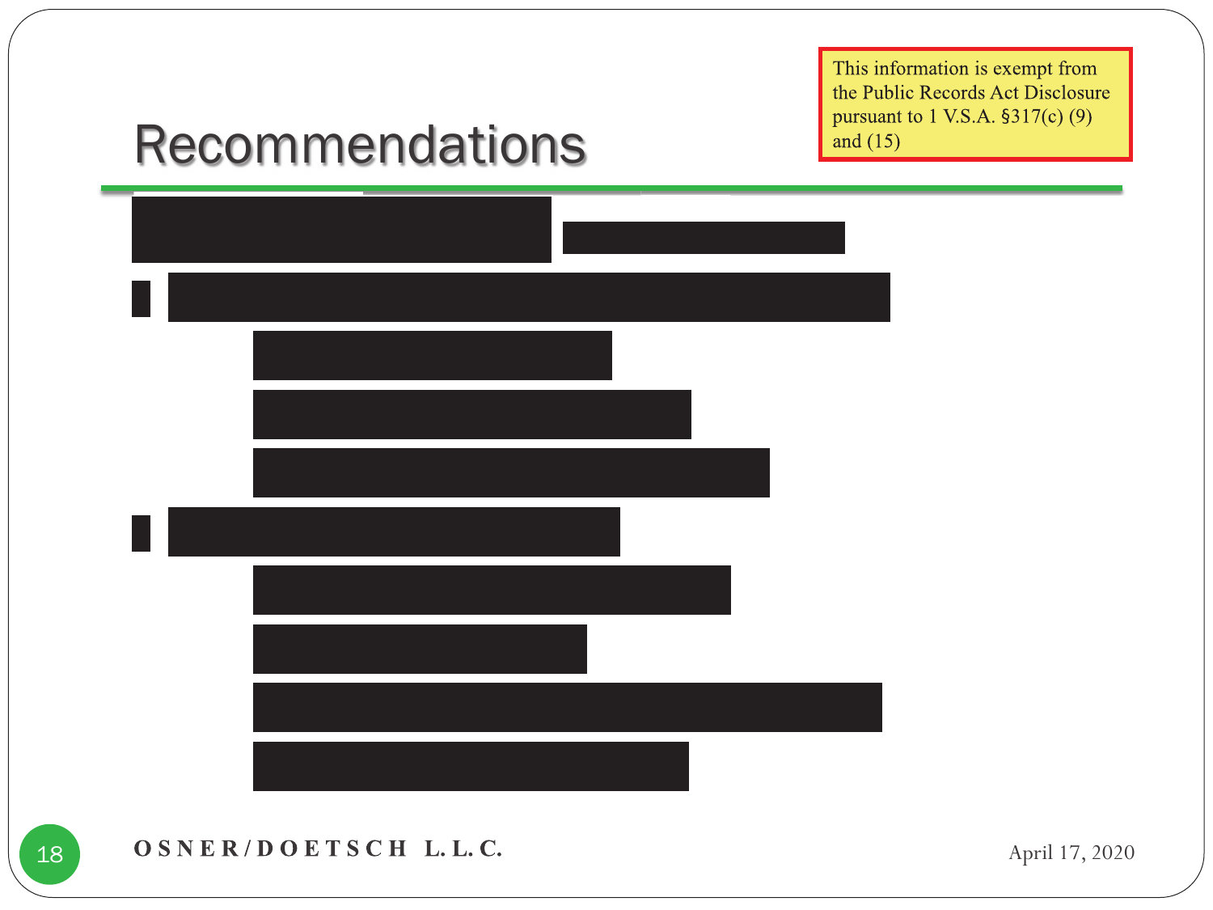# Recommendations

This information is exempt from the Public Records Act Disclosure pursuant to 1 V.S.A. §317(c) (9) and (15)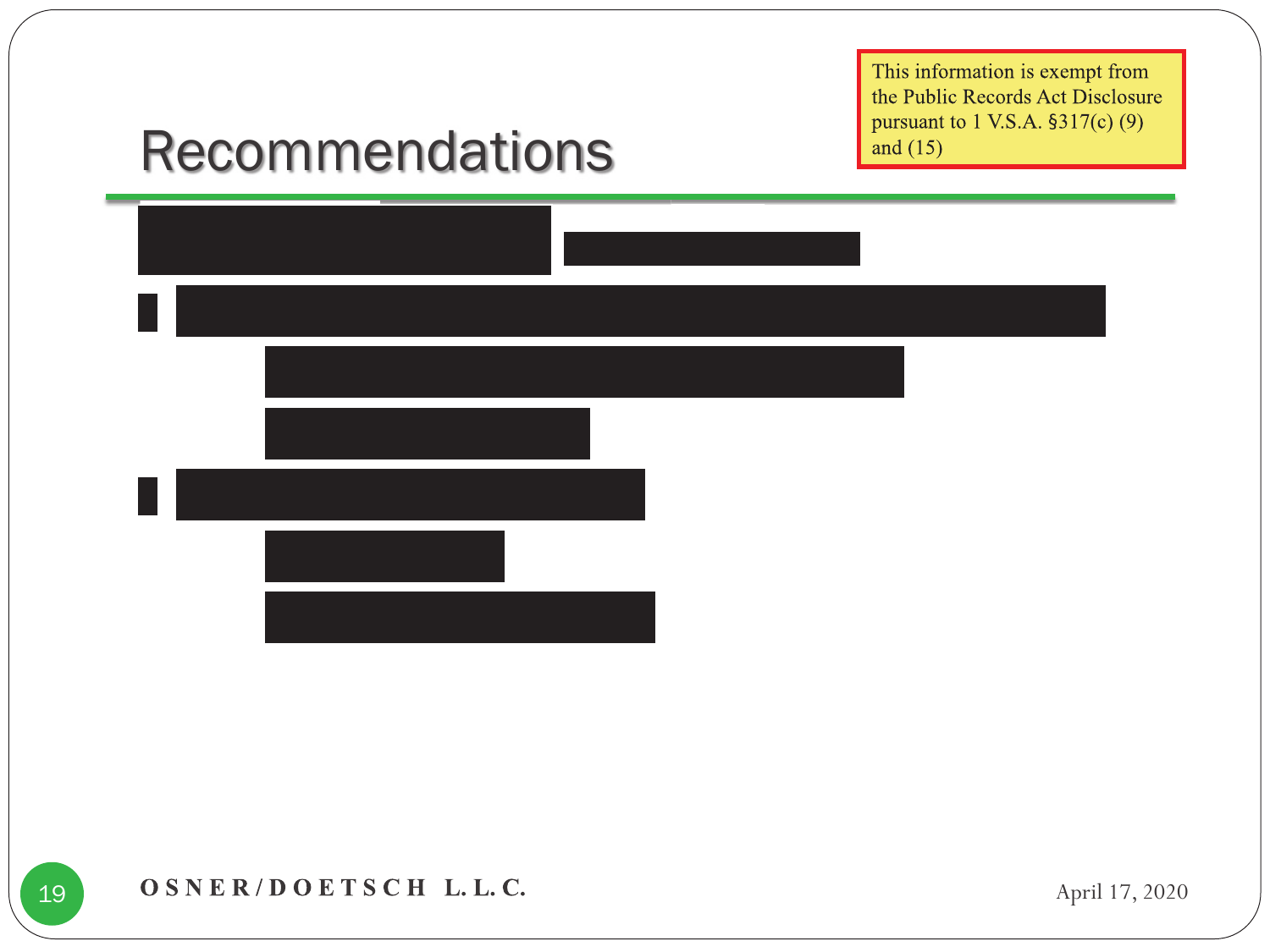# Recommendations

This information is exempt from the Public Records Act Disclosure pursuant to 1 V.S.A. §317(c) (9) and (15)

OSNER/DOETSCH L.L.C.

April 17, 2020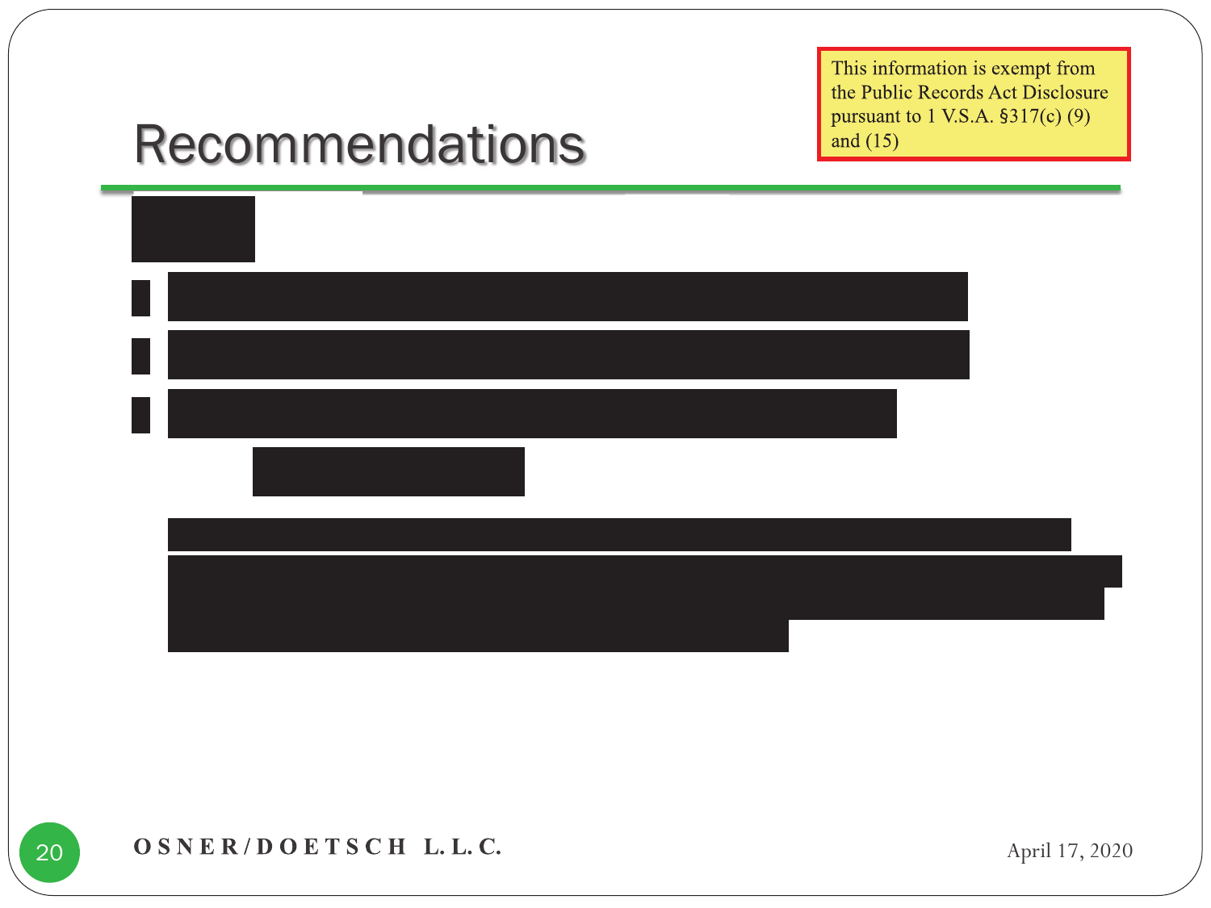# Recommendations

This information is exempt from the Public Records Act Disclosure pursuant to 1 V.S.A. §317(c) (9) and (15)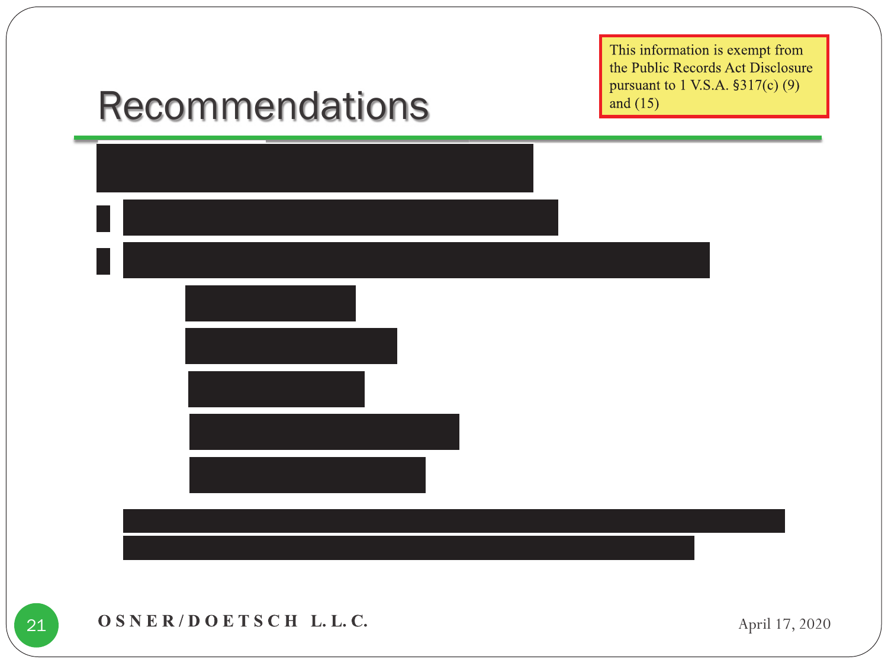# Recommendations

This information is exempt from the Public Records Act Disclosure pursuant to 1 V.S.A. §317(c) (9) and (15)

OSNER/DOETSCH L.L.C.

April 17, 2020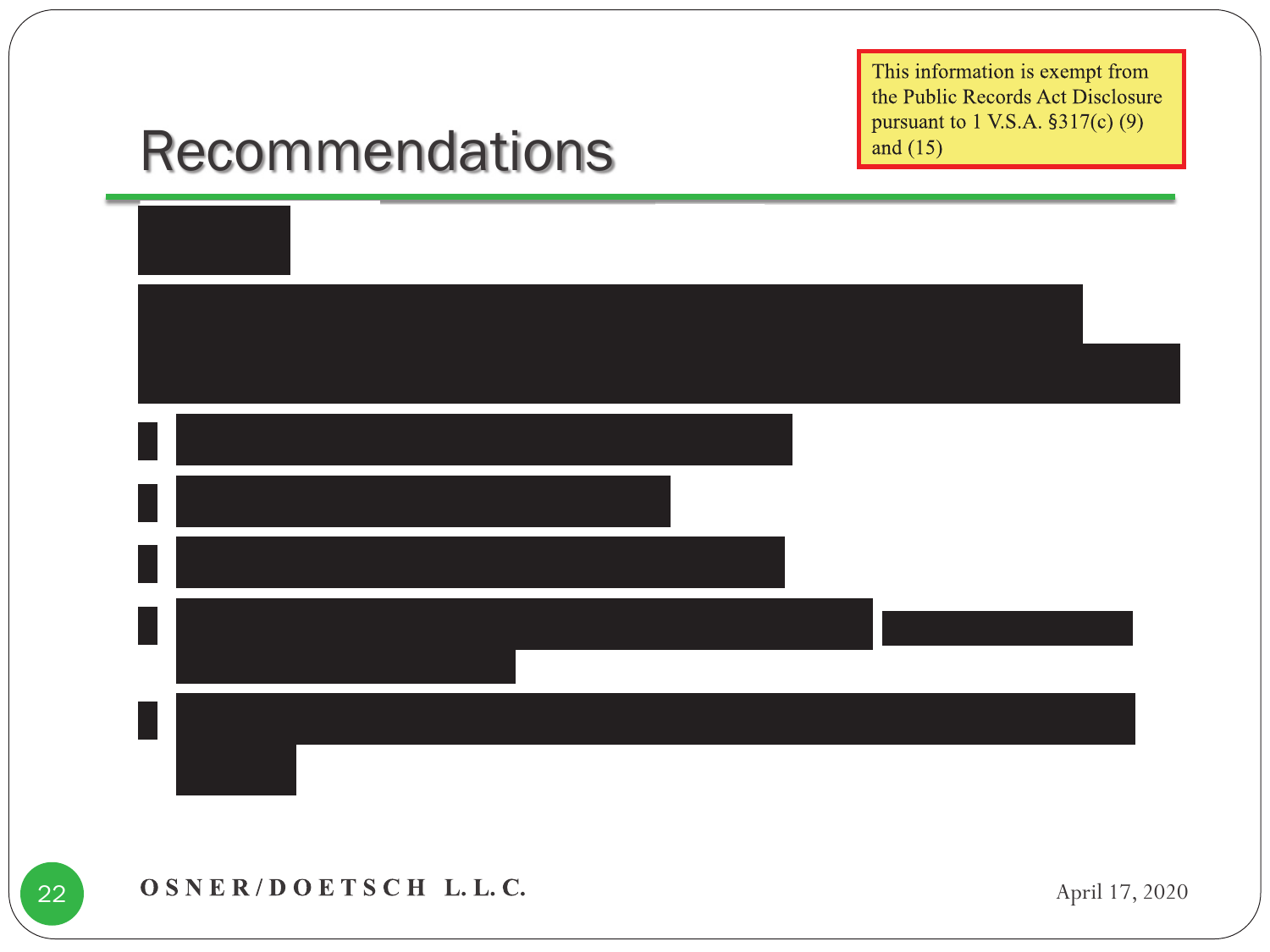This information is exempt from the Public Records Act Disclosure pursuant to 1 V.S.A. §317(c) (9) and (15)

# Recommendations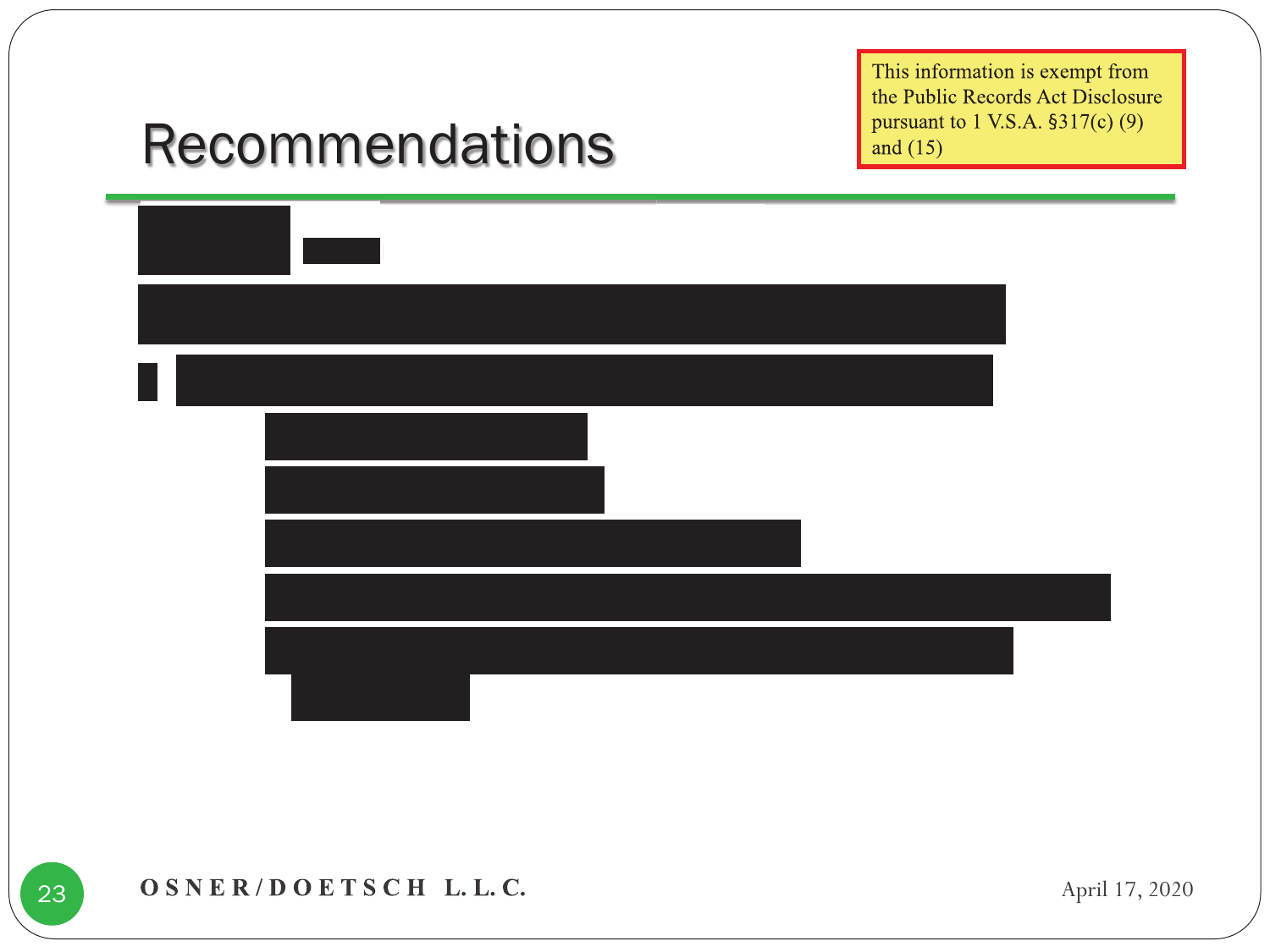# Recommendations

This information is exempt from the Public Records Act Disclosure pursuant to 1 V.S.A. §317(c) (9) and (15)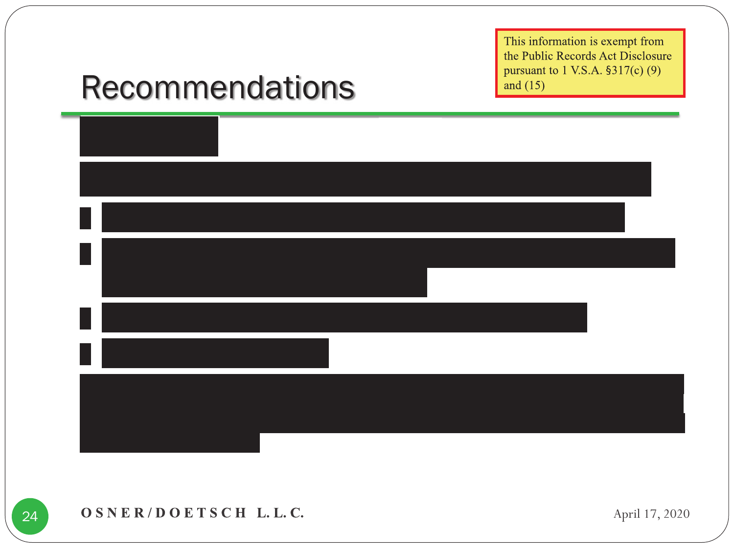# Recommendations

This information is exempt from the Public Records Act Disclosure pursuant to 1 V.S.A. §317(c) (9) and (15)

OSNER/DOETSCH L.L.C.

April 17, 2020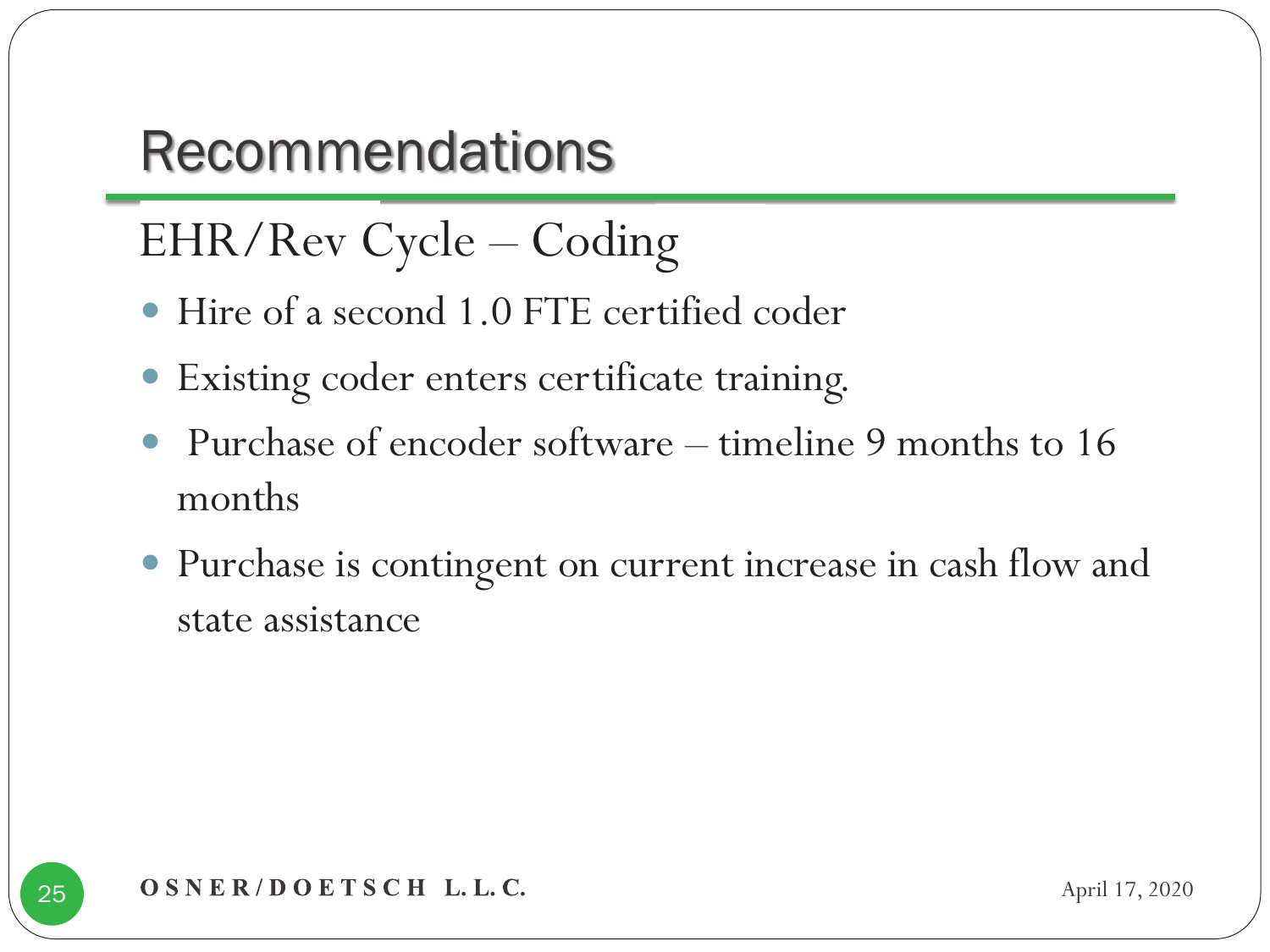# Recommendations

## EHR/Rev Cycle – Coding

- Hire of a second 1.0 FTE certified coder
- Existing coder enters certificate training.
- Purchase of encoder software – timeline 9 months to 16 months
- Purchase is contingent on current increase in cash flow and state assistance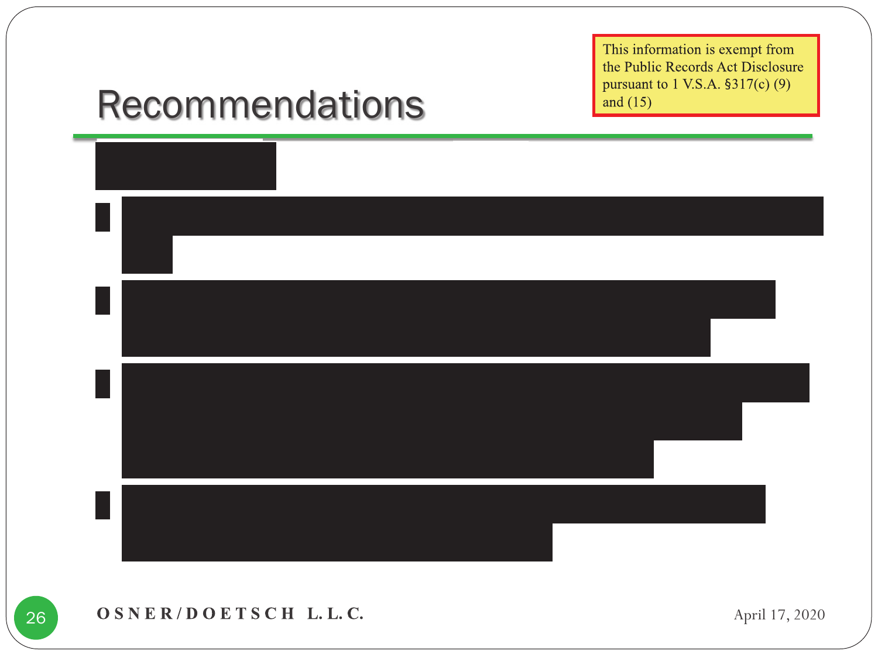# Recommendations

This information is exempt from the Public Records Act Disclosure pursuant to 1 V.S.A. §317(c) (9) and (15)

OSNER/DOETSCH L.L.C.

April 17, 2020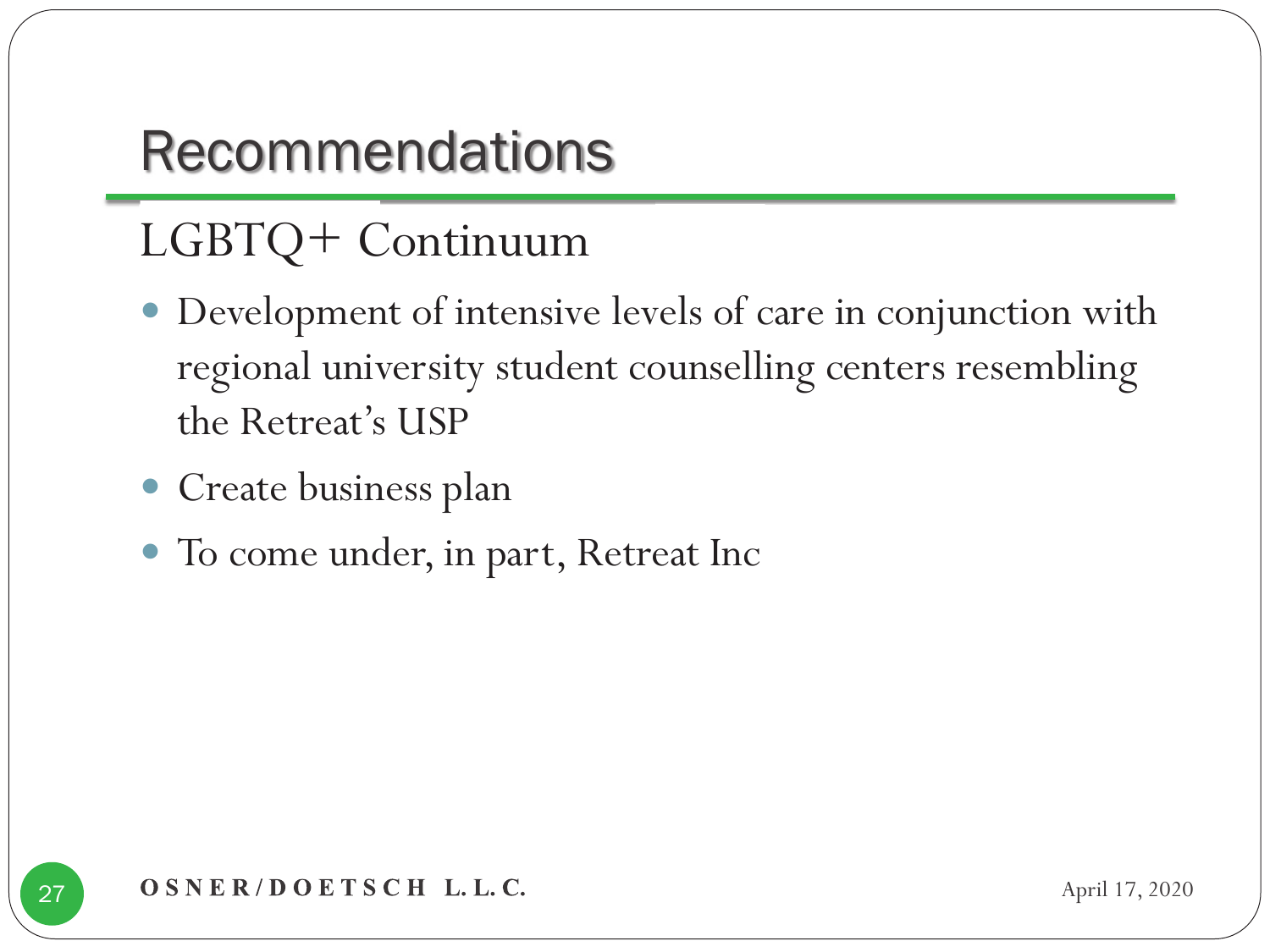# Recommendations

## LGBTQ+ Continuum

- Development of intensive levels of care in conjunction with regional university student counselling centers resembling the Retreat's USP
- Create business plan
- To come under, in part, Retreat Inc